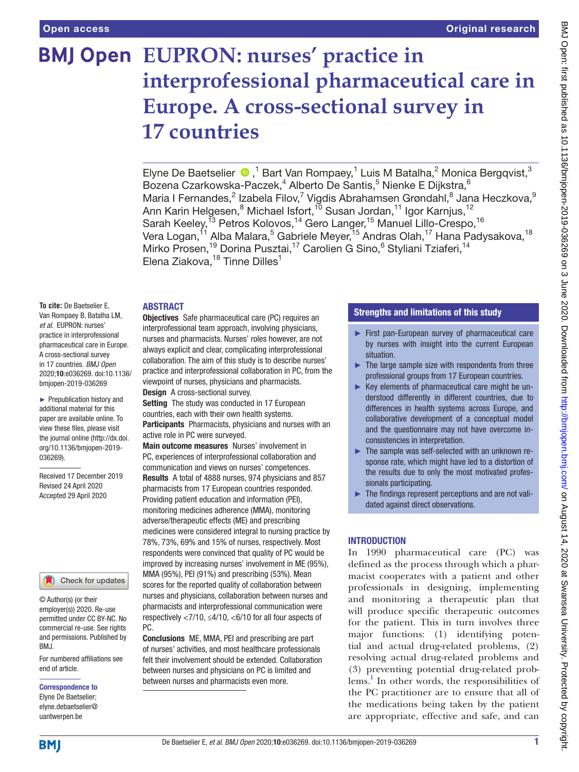Open access | Original research

# EUPRON: nurses' practice in interprofessional pharmaceutical care in Europe. A cross-sectional survey in 17 countries

Elyne De Baetselier,[1] Bart Van Rompaey,[1] Luis M Batalha,[2] Monica Bergqvist,[3] Bozena Czarkowska-Paczek,[4] Alberto De Santis,[5] Nienke E Dijkstra,[6] Maria I Fernandes,[2] Izabela Filov,[7] Vigdis Abrahamsen Grøndahl,[8] Jana Heczkova,[9] Ann Karin Helgesen,[8] Michael Isfort,[10] Susan Jordan,[11] Igor Karnjus,[12] Sarah Keeley,[13] Petros Kolovos,[14] Gero Langer,[15] Manuel Lillo-Crespo,[16] Vera Logan,[11] Alba Malara,[5] Gabriele Meyer,[15] Andras Olah,[17] Hana Padysakova,[18] Mirko Prosen,[19] Dorina Pusztai,[17] Carolien G Sino,[6] Styliani Tziaferi,[14] Elena Ziakova,[18] Tinne Dilles[1]

**To cite:** De Baetselier E, Van Rompaey B, Batalha LM, *et al*. EUPRON: nurses' practice in interprofessional pharmaceutical care in Europe. A cross-sectional survey in 17 countries. *BMJ Open* 2020;**10**:e036269. doi:10.1136/bmjopen-2019-036269

► Prepublication history and additional material for this paper are available online. To view these files, please visit the journal online (http://dx.doi.org/10.1136/bmjopen-2019-036269).

Received 17 December 2019
Revised 24 April 2020
Accepted 29 April 2020

© Author(s) (or their employer(s)) 2020. Re-use permitted under CC BY-NC. No commercial re-use. See rights and permissions. Published by BMJ.

For numbered affiliations see end of article.

**Correspondence to**
Elyne De Baetselier;
elyne.debaetselier@uantwerpen.be

## ABSTRACT

**Objectives** Safe pharmaceutical care (PC) requires an interprofessional team approach, involving physicians, nurses and pharmacists. Nurses' roles however, are not always explicit and clear, complicating interprofessional collaboration. The aim of this study is to describe nurses' practice and interprofessional collaboration in PC, from the viewpoint of nurses, physicians and pharmacists.

**Design** A cross-sectional survey.

**Setting** The study was conducted in 17 European countries, each with their own health systems.

**Participants** Pharmacists, physicians and nurses with an active role in PC were surveyed.

**Main outcome measures** Nurses' involvement in PC, experiences of interprofessional collaboration and communication and views on nurses' competences.

**Results** A total of 4888 nurses, 974 physicians and 857 pharmacists from 17 European countries responded. Providing patient education and information (PEI), monitoring medicines adherence (MMA), monitoring adverse/therapeutic effects (ME) and prescribing medicines were considered integral to nursing practice by 78%, 73%, 69% and 15% of nurses, respectively. Most respondents were convinced that quality of PC would be improved by increasing nurses' involvement in ME (95%), MMA (95%), PEI (91%) and prescribing (53%). Mean scores for the reported quality of collaboration between nurses and physicians, collaboration between nurses and pharmacists and interprofessional communication were respectively <7/10, ≤4/10, <6/10 for all four aspects of PC.

**Conclusions** ME, MMA, PEI and prescribing are part of nurses' activities, and most healthcare professionals felt their involvement should be extended. Collaboration between nurses and physicians on PC is limited and between nurses and pharmacists even more.

## Strengths and limitations of this study

- ► First pan-European survey of pharmaceutical care by nurses with insight into the current European situation.
- ► The large sample size with respondents from three professional groups from 17 European countries.
- ► Key elements of pharmaceutical care might be understood differently in different countries, due to differences in health systems across Europe, and collaborative development of a conceptual model and the questionnaire may not have overcome inconsistencies in interpretation.
- ► The sample was self-selected with an unknown response rate, which might have led to a distortion of the results due to only the most motivated professionals participating.
- ► The findings represent perceptions and are not validated against direct observations.

## INTRODUCTION

In 1990 pharmaceutical care (PC) was defined as the process through which a pharmacist cooperates with a patient and other professionals in designing, implementing and monitoring a therapeutic plan that will produce specific therapeutic outcomes for the patient. This in turn involves three major functions: (1) identifying potential and actual drug-related problems, (2) resolving actual drug-related problems and (3) preventing potential drug-related problems.[1] In other words, the responsibilities of the PC practitioner are to ensure that all of the medications being taken by the patient are appropriate, effective and safe, and can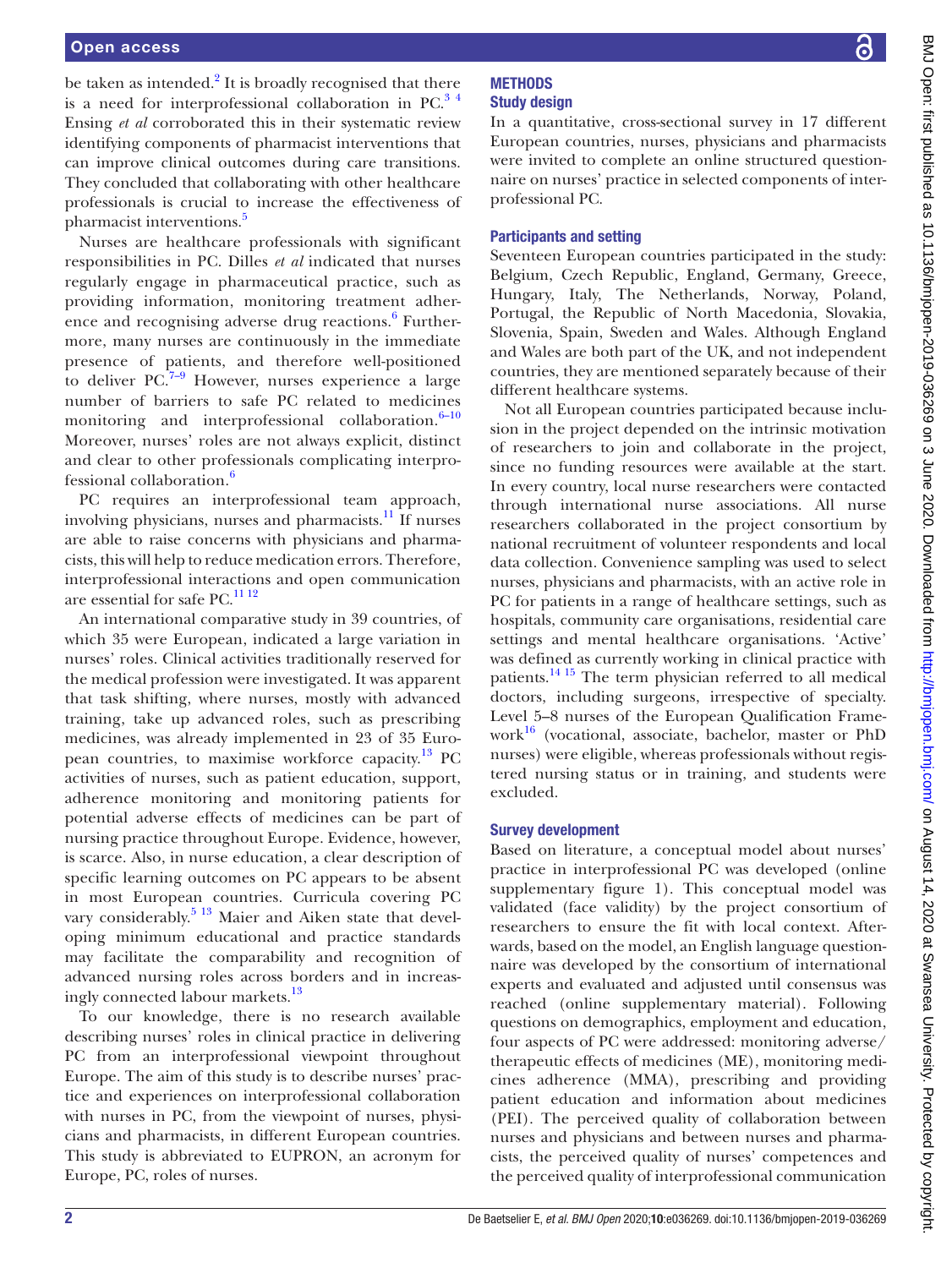be taken as intended.[2] It is broadly recognised that there is a need for interprofessional collaboration in PC.[3 4] Ensing *et al* corroborated this in their systematic review identifying components of pharmacist interventions that can improve clinical outcomes during care transitions. They concluded that collaborating with other healthcare professionals is crucial to increase the effectiveness of pharmacist interventions.[5]

Nurses are healthcare professionals with significant responsibilities in PC. Dilles *et al* indicated that nurses regularly engage in pharmaceutical practice, such as providing information, monitoring treatment adherence and recognising adverse drug reactions.[6] Furthermore, many nurses are continuously in the immediate presence of patients, and therefore well-positioned to deliver PC.[7–9] However, nurses experience a large number of barriers to safe PC related to medicines monitoring and interprofessional collaboration.[6–10] Moreover, nurses' roles are not always explicit, distinct and clear to other professionals complicating interprofessional collaboration.[6]

PC requires an interprofessional team approach, involving physicians, nurses and pharmacists.[11] If nurses are able to raise concerns with physicians and pharmacists, this will help to reduce medication errors. Therefore, interprofessional interactions and open communication are essential for safe PC.[11 12]

An international comparative study in 39 countries, of which 35 were European, indicated a large variation in nurses' roles. Clinical activities traditionally reserved for the medical profession were investigated. It was apparent that task shifting, where nurses, mostly with advanced training, take up advanced roles, such as prescribing medicines, was already implemented in 23 of 35 European countries, to maximise workforce capacity.[13] PC activities of nurses, such as patient education, support, adherence monitoring and monitoring patients for potential adverse effects of medicines can be part of nursing practice throughout Europe. Evidence, however, is scarce. Also, in nurse education, a clear description of specific learning outcomes on PC appears to be absent in most European countries. Curricula covering PC vary considerably.[5 13] Maier and Aiken state that developing minimum educational and practice standards may facilitate the comparability and recognition of advanced nursing roles across borders and in increasingly connected labour markets.[13]

To our knowledge, there is no research available describing nurses' roles in clinical practice in delivering PC from an interprofessional viewpoint throughout Europe. The aim of this study is to describe nurses' practice and experiences on interprofessional collaboration with nurses in PC, from the viewpoint of nurses, physicians and pharmacists, in different European countries. This study is abbreviated to EUPRON, an acronym for Europe, PC, roles of nurses.

## METHODS

### Study design

In a quantitative, cross-sectional survey in 17 different European countries, nurses, physicians and pharmacists were invited to complete an online structured questionnaire on nurses' practice in selected components of interprofessional PC.

### Participants and setting

Seventeen European countries participated in the study: Belgium, Czech Republic, England, Germany, Greece, Hungary, Italy, The Netherlands, Norway, Poland, Portugal, the Republic of North Macedonia, Slovakia, Slovenia, Spain, Sweden and Wales. Although England and Wales are both part of the UK, and not independent countries, they are mentioned separately because of their different healthcare systems.

Not all European countries participated because inclusion in the project depended on the intrinsic motivation of researchers to join and collaborate in the project, since no funding resources were available at the start. In every country, local nurse researchers were contacted through international nurse associations. All nurse researchers collaborated in the project consortium by national recruitment of volunteer respondents and local data collection. Convenience sampling was used to select nurses, physicians and pharmacists, with an active role in PC for patients in a range of healthcare settings, such as hospitals, community care organisations, residential care settings and mental healthcare organisations. 'Active' was defined as currently working in clinical practice with patients.[14 15] The term physician referred to all medical doctors, including surgeons, irrespective of specialty. Level 5–8 nurses of the European Qualification Framework[16] (vocational, associate, bachelor, master or PhD nurses) were eligible, whereas professionals without registered nursing status or in training, and students were excluded.

### Survey development

Based on literature, a conceptual model about nurses' practice in interprofessional PC was developed (online supplementary figure 1). This conceptual model was validated (face validity) by the project consortium of researchers to ensure the fit with local context. Afterwards, based on the model, an English language questionnaire was developed by the consortium of international experts and evaluated and adjusted until consensus was reached (online supplementary material). Following questions on demographics, employment and education, four aspects of PC were addressed: monitoring adverse/therapeutic effects of medicines (ME), monitoring medicines adherence (MMA), prescribing and providing patient education and information about medicines (PEI). The perceived quality of collaboration between nurses and physicians and between nurses and pharmacists, the perceived quality of nurses' competences and the perceived quality of interprofessional communication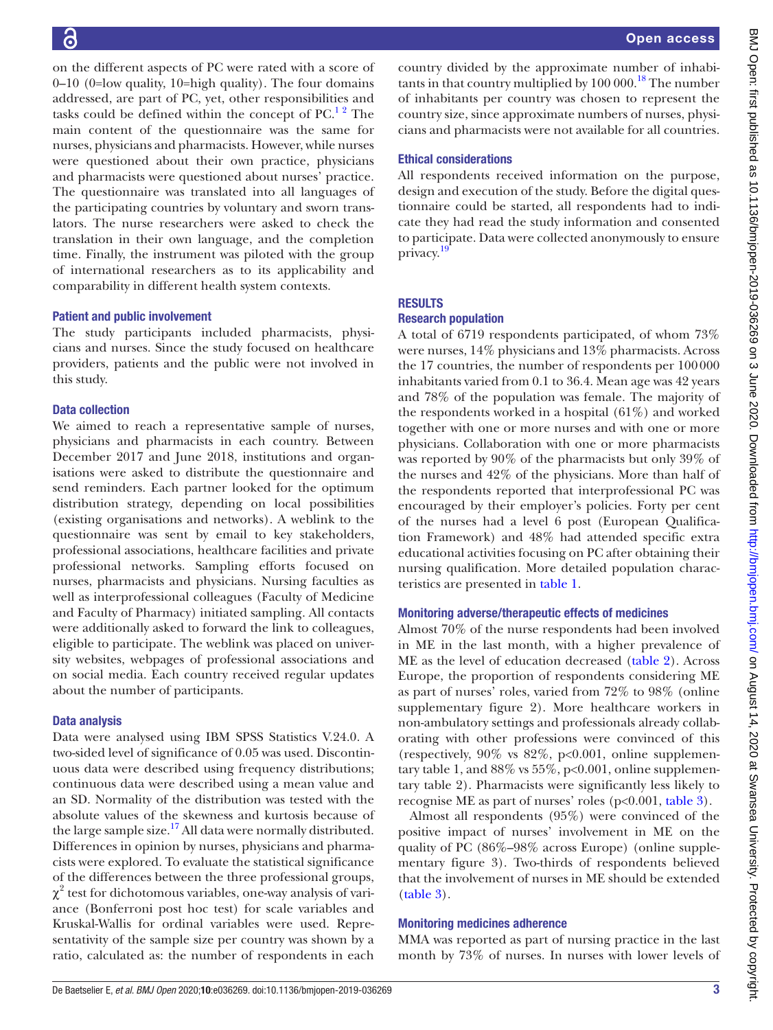on the different aspects of PC were rated with a score of 0–10 (0=low quality, 10=high quality). The four domains addressed, are part of PC, yet, other responsibilities and tasks could be defined within the concept of PC.[1 2] The main content of the questionnaire was the same for nurses, physicians and pharmacists. However, while nurses were questioned about their own practice, physicians and pharmacists were questioned about nurses' practice. The questionnaire was translated into all languages of the participating countries by voluntary and sworn translators. The nurse researchers were asked to check the translation in their own language, and the completion time. Finally, the instrument was piloted with the group of international researchers as to its applicability and comparability in different health system contexts.

### Patient and public involvement

The study participants included pharmacists, physicians and nurses. Since the study focused on healthcare providers, patients and the public were not involved in this study.

### Data collection

We aimed to reach a representative sample of nurses, physicians and pharmacists in each country. Between December 2017 and June 2018, institutions and organisations were asked to distribute the questionnaire and send reminders. Each partner looked for the optimum distribution strategy, depending on local possibilities (existing organisations and networks). A weblink to the questionnaire was sent by email to key stakeholders, professional associations, healthcare facilities and private professional networks. Sampling efforts focused on nurses, pharmacists and physicians. Nursing faculties as well as interprofessional colleagues (Faculty of Medicine and Faculty of Pharmacy) initiated sampling. All contacts were additionally asked to forward the link to colleagues, eligible to participate. The weblink was placed on university websites, webpages of professional associations and on social media. Each country received regular updates about the number of participants.

### Data analysis

Data were analysed using IBM SPSS Statistics V.24.0. A two-sided level of significance of 0.05 was used. Discontinuous data were described using frequency distributions; continuous data were described using a mean value and an SD. Normality of the distribution was tested with the absolute values of the skewness and kurtosis because of the large sample size.[17] All data were normally distributed. Differences in opinion by nurses, physicians and pharmacists were explored. To evaluate the statistical significance of the differences between the three professional groups, $\chi^2$ test for dichotomous variables, one-way analysis of variance (Bonferroni post hoc test) for scale variables and Kruskal-Wallis for ordinal variables were used. Representativity of the sample size per country was shown by a ratio, calculated as: the number of respondents in each country divided by the approximate number of inhabitants in that country multiplied by 100 000.[18] The number of inhabitants per country was chosen to represent the country size, since approximate numbers of nurses, physicians and pharmacists were not available for all countries.

### Ethical considerations

All respondents received information on the purpose, design and execution of the study. Before the digital questionnaire could be started, all respondents had to indicate they had read the study information and consented to participate. Data were collected anonymously to ensure privacy.[19]

## RESULTS

### Research population

A total of 6719 respondents participated, of whom 73% were nurses, 14% physicians and 13% pharmacists. Across the 17 countries, the number of respondents per 100 000 inhabitants varied from 0.1 to 36.4. Mean age was 42 years and 78% of the population was female. The majority of the respondents worked in a hospital (61%) and worked together with one or more nurses and with one or more physicians. Collaboration with one or more pharmacists was reported by 90% of the pharmacists but only 39% of the nurses and 42% of the physicians. More than half of the respondents reported that interprofessional PC was encouraged by their employer's policies. Forty per cent of the nurses had a level 6 post (European Qualification Framework) and 48% had attended specific extra educational activities focusing on PC after obtaining their nursing qualification. More detailed population characteristics are presented in table 1.

### Monitoring adverse/therapeutic effects of medicines

Almost 70% of the nurse respondents had been involved in ME in the last month, with a higher prevalence of ME as the level of education decreased (table 2). Across Europe, the proportion of respondents considering ME as part of nurses' roles, varied from 72% to 98% (online supplementary figure 2). More healthcare workers in non-ambulatory settings and professionals already collaborating with other professions were convinced of this (respectively, 90% vs 82%, p<0.001, online supplementary table 1, and 88% vs 55%, p<0.001, online supplementary table 2). Pharmacists were significantly less likely to recognise ME as part of nurses' roles (p<0.001, table 3).

Almost all respondents (95%) were convinced of the positive impact of nurses' involvement in ME on the quality of PC (86%–98% across Europe) (online supplementary figure 3). Two-thirds of respondents believed that the involvement of nurses in ME should be extended (table 3).

### Monitoring medicines adherence

MMA was reported as part of nursing practice in the last month by 73% of nurses. In nurses with lower levels of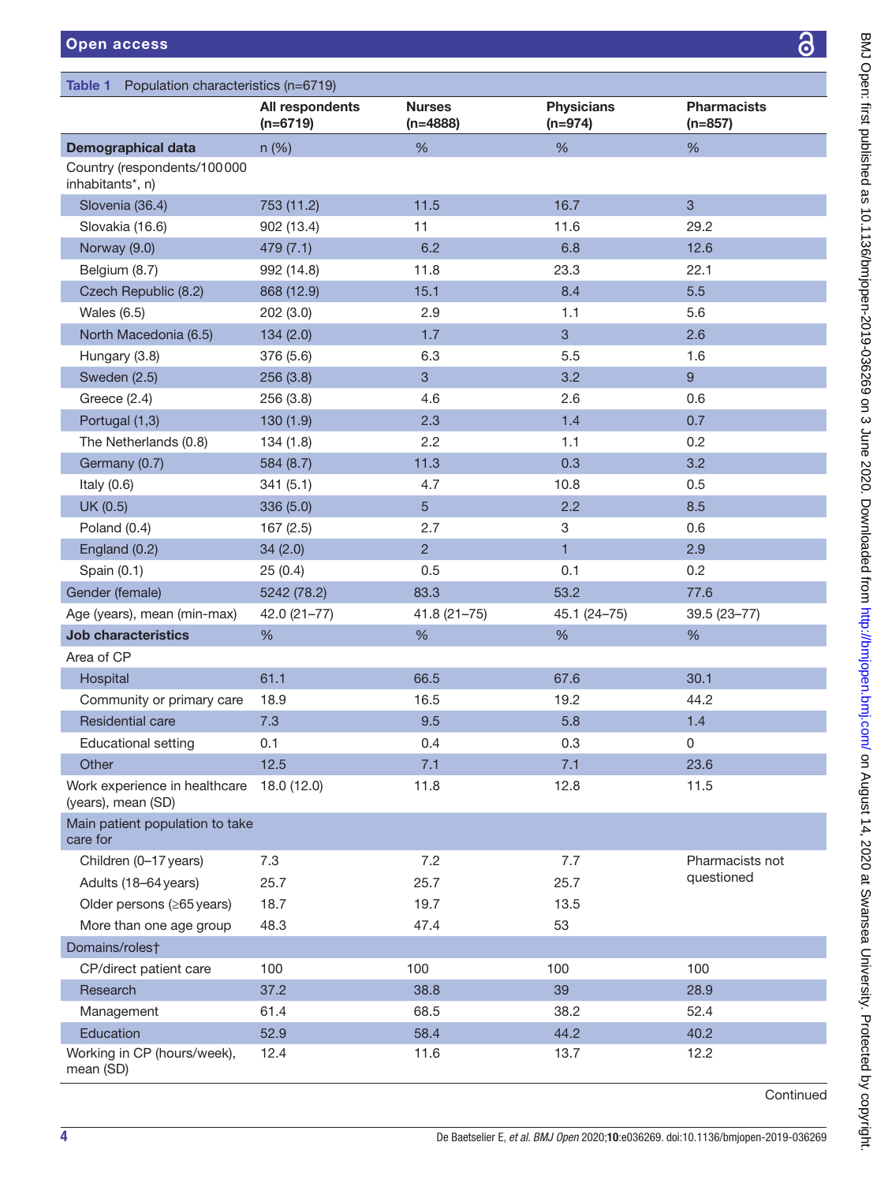Table 1 Population characteristics (n=6719)

| | All respondents (n=6719) | Nurses (n=4888) | Physicians (n=974) | Pharmacists (n=857) |
|---|---|---|---|---|
| **Demographical data** | n (%) | % | % | % |
| Country (respondents/100 000 inhabitants*, n) | | | | |
| Slovenia (36.4) | 753 (11.2) | 11.5 | 16.7 | 3 |
| Slovakia (16.6) | 902 (13.4) | 11 | 11.6 | 29.2 |
| Norway (9.0) | 479 (7.1) | 6.2 | 6.8 | 12.6 |
| Belgium (8.7) | 992 (14.8) | 11.8 | 23.3 | 22.1 |
| Czech Republic (8.2) | 868 (12.9) | 15.1 | 8.4 | 5.5 |
| Wales (6.5) | 202 (3.0) | 2.9 | 1.1 | 5.6 |
| North Macedonia (6.5) | 134 (2.0) | 1.7 | 3 | 2.6 |
| Hungary (3.8) | 376 (5.6) | 6.3 | 5.5 | 1.6 |
| Sweden (2.5) | 256 (3.8) | 3 | 3.2 | 9 |
| Greece (2.4) | 256 (3.8) | 4.6 | 2.6 | 0.6 |
| Portugal (1,3) | 130 (1.9) | 2.3 | 1.4 | 0.7 |
| The Netherlands (0.8) | 134 (1.8) | 2.2 | 1.1 | 0.2 |
| Germany (0.7) | 584 (8.7) | 11.3 | 0.3 | 3.2 |
| Italy (0.6) | 341 (5.1) | 4.7 | 10.8 | 0.5 |
| UK (0.5) | 336 (5.0) | 5 | 2.2 | 8.5 |
| Poland (0.4) | 167 (2.5) | 2.7 | 3 | 0.6 |
| England (0.2) | 34 (2.0) | 2 | 1 | 2.9 |
| Spain (0.1) | 25 (0.4) | 0.5 | 0.1 | 0.2 |
| Gender (female) | 5242 (78.2) | 83.3 | 53.2 | 77.6 |
| Age (years), mean (min-max) | 42.0 (21–77) | 41.8 (21–75) | 45.1 (24–75) | 39.5 (23–77) |
| **Job characteristics** | % | % | % | % |
| Area of CP | | | | |
| Hospital | 61.1 | 66.5 | 67.6 | 30.1 |
| Community or primary care | 18.9 | 16.5 | 19.2 | 44.2 |
| Residential care | 7.3 | 9.5 | 5.8 | 1.4 |
| Educational setting | 0.1 | 0.4 | 0.3 | 0 |
| Other | 12.5 | 7.1 | 7.1 | 23.6 |
| Work experience in healthcare (years), mean (SD) | 18.0 (12.0) | 11.8 | 12.8 | 11.5 |
| Main patient population to take care for | | | | |
| Children (0–17 years) | 7.3 | 7.2 | 7.7 | Pharmacists not questioned |
| Adults (18–64 years) | 25.7 | 25.7 | 25.7 | |
| Older persons (≥65 years) | 18.7 | 19.7 | 13.5 | |
| More than one age group | 48.3 | 47.4 | 53 | |
| Domains/roles† | | | | |
| CP/direct patient care | 100 | 100 | 100 | 100 |
| Research | 37.2 | 38.8 | 39 | 28.9 |
| Management | 61.4 | 68.5 | 38.2 | 52.4 |
| Education | 52.9 | 58.4 | 44.2 | 40.2 |
| Working in CP (hours/week), mean (SD) | 12.4 | 11.6 | 13.7 | 12.2 |

Continued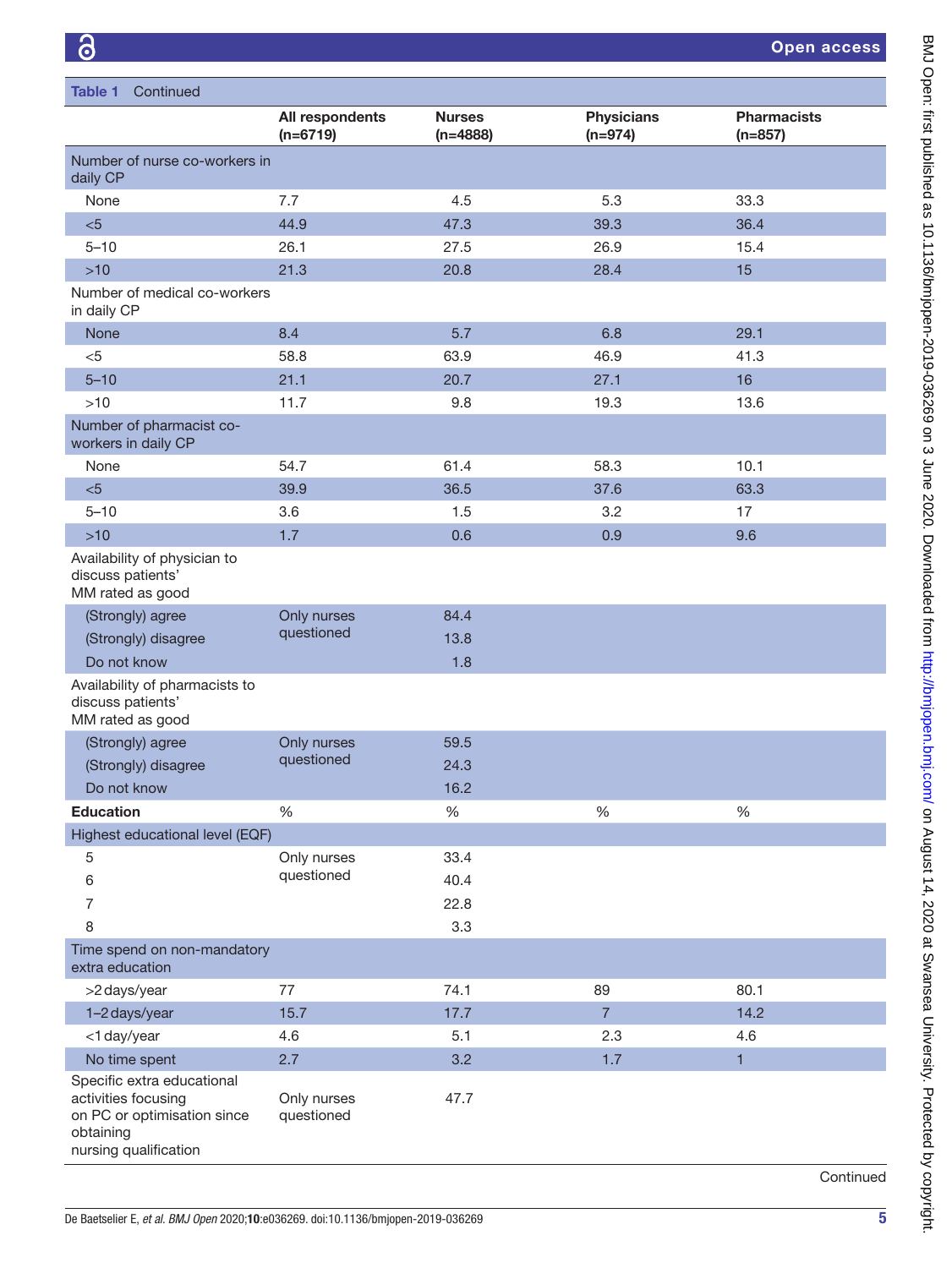Table 1 Continued

| | All respondents (n=6719) | Nurses (n=4888) | Physicians (n=974) | Pharmacists (n=857) |
|---|---|---|---|---|
| Number of nurse co-workers in daily CP | | | | |
| None | 7.7 | 4.5 | 5.3 | 33.3 |
| <5 | 44.9 | 47.3 | 39.3 | 36.4 |
| 5–10 | 26.1 | 27.5 | 26.9 | 15.4 |
| >10 | 21.3 | 20.8 | 28.4 | 15 |
| Number of medical co-workers in daily CP | | | | |
| None | 8.4 | 5.7 | 6.8 | 29.1 |
| <5 | 58.8 | 63.9 | 46.9 | 41.3 |
| 5–10 | 21.1 | 20.7 | 27.1 | 16 |
| >10 | 11.7 | 9.8 | 19.3 | 13.6 |
| Number of pharmacist co-workers in daily CP | | | | |
| None | 54.7 | 61.4 | 58.3 | 10.1 |
| <5 | 39.9 | 36.5 | 37.6 | 63.3 |
| 5–10 | 3.6 | 1.5 | 3.2 | 17 |
| >10 | 1.7 | 0.6 | 0.9 | 9.6 |
| Availability of physician to discuss patients' MM rated as good | | | | |
| (Strongly) agree | Only nurses questioned | 84.4 | | |
| (Strongly) disagree | | 13.8 | | |
| Do not know | | 1.8 | | |
| Availability of pharmacists to discuss patients' MM rated as good | | | | |
| (Strongly) agree | Only nurses questioned | 59.5 | | |
| (Strongly) disagree | | 24.3 | | |
| Do not know | | 16.2 | | |
| **Education** | % | % | % | % |
| Highest educational level (EQF) | | | | |
| 5 | Only nurses questioned | 33.4 | | |
| 6 | | 40.4 | | |
| 7 | | 22.8 | | |
| 8 | | 3.3 | | |
| Time spend on non-mandatory extra education | | | | |
| >2 days/year | 77 | 74.1 | 89 | 80.1 |
| 1–2 days/year | 15.7 | 17.7 | 7 | 14.2 |
| <1 day/year | 4.6 | 5.1 | 2.3 | 4.6 |
| No time spent | 2.7 | 3.2 | 1.7 | 1 |
| Specific extra educational activities focusing on PC or optimisation since obtaining nursing qualification | Only nurses questioned | 47.7 | | |

Continued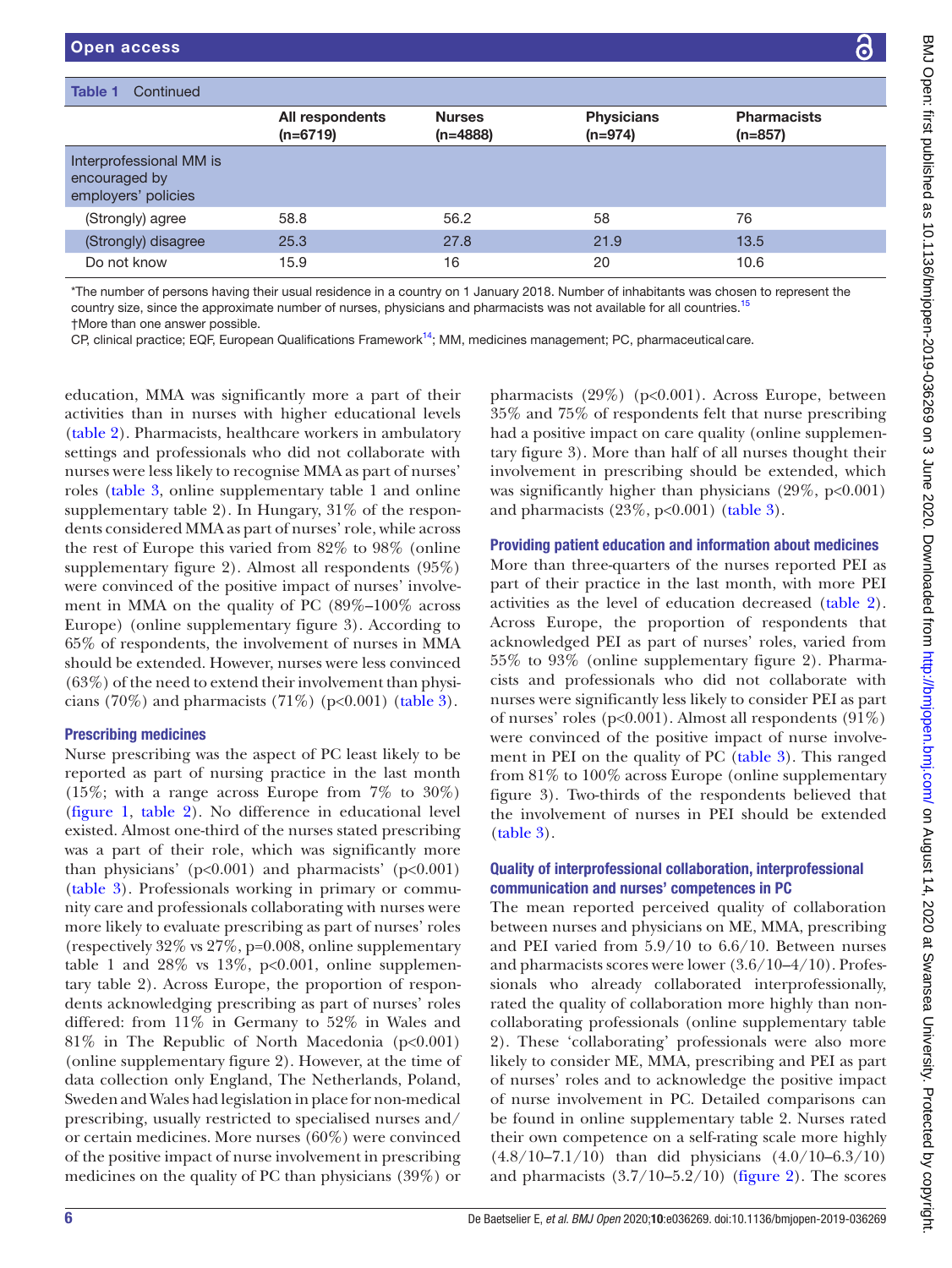**Table 1** Continued

| | All respondents (n=6719) | Nurses (n=4888) | Physicians (n=974) | Pharmacists (n=857) |
|---|---|---|---|---|
| Interprofessional MM is encouraged by employers' policies | | | | |
| (Strongly) agree | 58.8 | 56.2 | 58 | 76 |
| (Strongly) disagree | 25.3 | 27.8 | 21.9 | 13.5 |
| Do not know | 15.9 | 16 | 20 | 10.6 |

*The number of persons having their usual residence in a country on 1 January 2018. Number of inhabitants was chosen to represent the country size, since the approximate number of nurses, physicians and pharmacists was not available for all countries.[15]

†More than one answer possible.

CP, clinical practice; EQF, European Qualifications Framework[14]; MM, medicines management; PC, pharmaceutical care.

education, MMA was significantly more a part of their activities than in nurses with higher educational levels (table 2). Pharmacists, healthcare workers in ambulatory settings and professionals who did not collaborate with nurses were less likely to recognise MMA as part of nurses' roles (table 3, online supplementary table 1 and online supplementary table 2). In Hungary, 31% of the respondents considered MMA as part of nurses' role, while across the rest of Europe this varied from 82% to 98% (online supplementary figure 2). Almost all respondents (95%) were convinced of the positive impact of nurses' involvement in MMA on the quality of PC (89%–100% across Europe) (online supplementary figure 3). According to 65% of respondents, the involvement of nurses in MMA should be extended. However, nurses were less convinced (63%) of the need to extend their involvement than physicians (70%) and pharmacists (71%) (p<0.001) (table 3).

### Prescribing medicines

Nurse prescribing was the aspect of PC least likely to be reported as part of nursing practice in the last month (15%; with a range across Europe from 7% to 30%) (figure 1, table 2). No difference in educational level existed. Almost one-third of the nurses stated prescribing was a part of their role, which was significantly more than physicians' (p<0.001) and pharmacists' (p<0.001) (table 3). Professionals working in primary or community care and professionals collaborating with nurses were more likely to evaluate prescribing as part of nurses' roles (respectively 32% vs 27%, p=0.008, online supplementary table 1 and 28% vs 13%, p<0.001, online supplementary table 2). Across Europe, the proportion of respondents acknowledging prescribing as part of nurses' roles differed: from 11% in Germany to 52% in Wales and 81% in The Republic of North Macedonia (p<0.001) (online supplementary figure 2). However, at the time of data collection only England, The Netherlands, Poland, Sweden and Wales had legislation in place for non-medical prescribing, usually restricted to specialised nurses and/or certain medicines. More nurses (60%) were convinced of the positive impact of nurse involvement in prescribing medicines on the quality of PC than physicians (39%) or pharmacists (29%) (p<0.001). Across Europe, between 35% and 75% of respondents felt that nurse prescribing had a positive impact on care quality (online supplementary figure 3). More than half of all nurses thought their involvement in prescribing should be extended, which was significantly higher than physicians (29%, p<0.001) and pharmacists (23%, p<0.001) (table 3).

### Providing patient education and information about medicines

More than three-quarters of the nurses reported PEI as part of their practice in the last month, with more PEI activities as the level of education decreased (table 2). Across Europe, the proportion of respondents that acknowledged PEI as part of nurses' roles, varied from 55% to 93% (online supplementary figure 2). Pharmacists and professionals who did not collaborate with nurses were significantly less likely to consider PEI as part of nurses' roles (p<0.001). Almost all respondents (91%) were convinced of the positive impact of nurse involvement in PEI on the quality of PC (table 3). This ranged from 81% to 100% across Europe (online supplementary figure 3). Two-thirds of the respondents believed that the involvement of nurses in PEI should be extended (table 3).

### Quality of interprofessional collaboration, interprofessional communication and nurses' competences in PC

The mean reported perceived quality of collaboration between nurses and physicians on ME, MMA, prescribing and PEI varied from 5.9/10 to 6.6/10. Between nurses and pharmacists scores were lower (3.6/10–4/10). Professionals who already collaborated interprofessionally, rated the quality of collaboration more highly than non-collaborating professionals (online supplementary table 2). These 'collaborating' professionals were also more likely to consider ME, MMA, prescribing and PEI as part of nurses' roles and to acknowledge the positive impact of nurse involvement in PC. Detailed comparisons can be found in online supplementary table 2. Nurses rated their own competence on a self-rating scale more highly (4.8/10–7.1/10) than did physicians (4.0/10–6.3/10) and pharmacists (3.7/10–5.2/10) (figure 2). The scores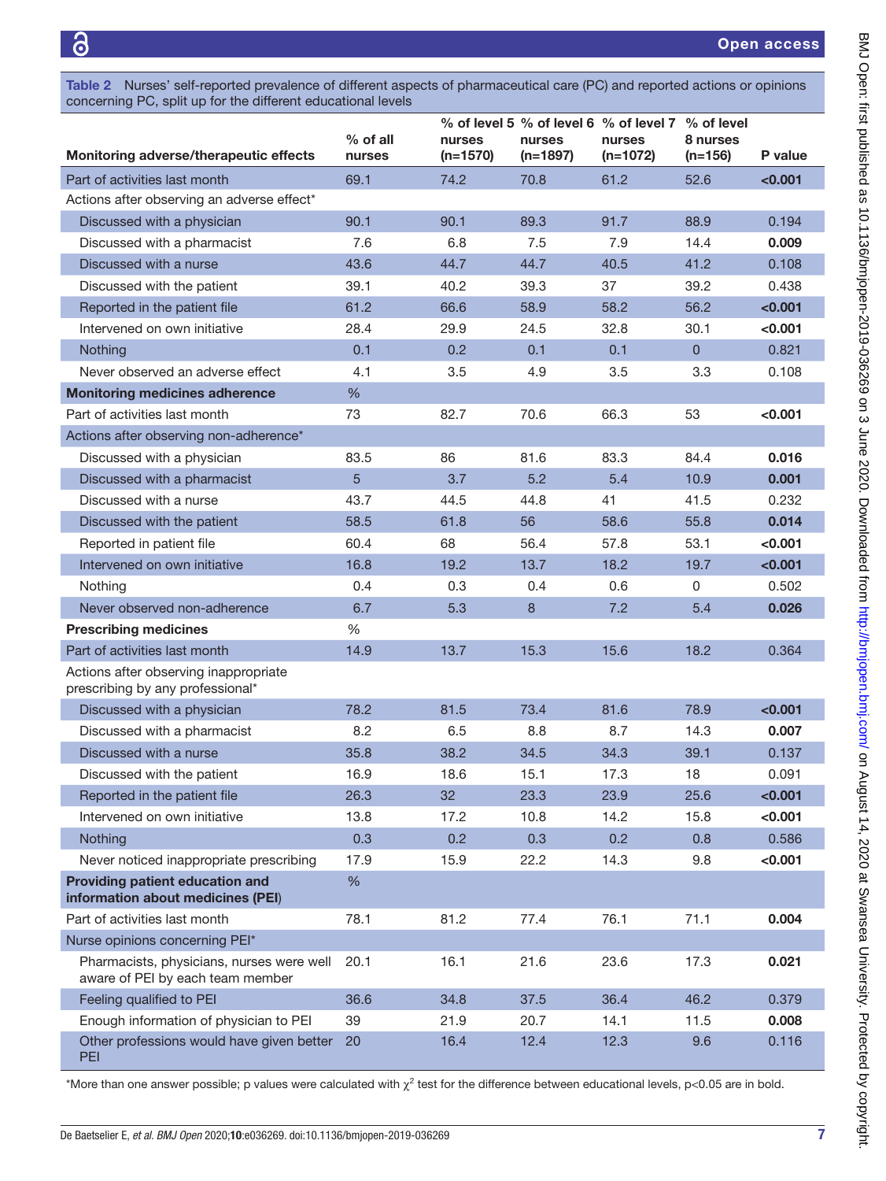**Table 2** Nurses' self-reported prevalence of different aspects of pharmaceutical care (PC) and reported actions or opinions concerning PC, split up for the different educational levels

| Monitoring adverse/therapeutic effects | % of all nurses | % of level 5 nurses (n=1570) | % of level 6 nurses (n=1897) | % of level 7 nurses (n=1072) | % of level 8 nurses (n=156) | P value |
|---|---|---|---|---|---|---|
| Part of activities last month | 69.1 | 74.2 | 70.8 | 61.2 | 52.6 | **<0.001** |
| Actions after observing an adverse effect* | | | | | | |
| Discussed with a physician | 90.1 | 90.1 | 89.3 | 91.7 | 88.9 | 0.194 |
| Discussed with a pharmacist | 7.6 | 6.8 | 7.5 | 7.9 | 14.4 | **0.009** |
| Discussed with a nurse | 43.6 | 44.7 | 44.7 | 40.5 | 41.2 | 0.108 |
| Discussed with the patient | 39.1 | 40.2 | 39.3 | 37 | 39.2 | 0.438 |
| Reported in the patient file | 61.2 | 66.6 | 58.9 | 58.2 | 56.2 | **<0.001** |
| Intervened on own initiative | 28.4 | 29.9 | 24.5 | 32.8 | 30.1 | **<0.001** |
| Nothing | 0.1 | 0.2 | 0.1 | 0.1 | 0 | 0.821 |
| Never observed an adverse effect | 4.1 | 3.5 | 4.9 | 3.5 | 3.3 | 0.108 |
| **Monitoring medicines adherence** | % | | | | | |
| Part of activities last month | 73 | 82.7 | 70.6 | 66.3 | 53 | **<0.001** |
| Actions after observing non-adherence* | | | | | | |
| Discussed with a physician | 83.5 | 86 | 81.6 | 83.3 | 84.4 | **0.016** |
| Discussed with a pharmacist | 5 | 3.7 | 5.2 | 5.4 | 10.9 | **0.001** |
| Discussed with a nurse | 43.7 | 44.5 | 44.8 | 41 | 41.5 | 0.232 |
| Discussed with the patient | 58.5 | 61.8 | 56 | 58.6 | 55.8 | **0.014** |
| Reported in patient file | 60.4 | 68 | 56.4 | 57.8 | 53.1 | **<0.001** |
| Intervened on own initiative | 16.8 | 19.2 | 13.7 | 18.2 | 19.7 | **<0.001** |
| Nothing | 0.4 | 0.3 | 0.4 | 0.6 | 0 | 0.502 |
| Never observed non-adherence | 6.7 | 5.3 | 8 | 7.2 | 5.4 | **0.026** |
| **Prescribing medicines** | % | | | | | |
| Part of activities last month | 14.9 | 13.7 | 15.3 | 15.6 | 18.2 | 0.364 |
| Actions after observing inappropriate prescribing by any professional* | | | | | | |
| Discussed with a physician | 78.2 | 81.5 | 73.4 | 81.6 | 78.9 | **<0.001** |
| Discussed with a pharmacist | 8.2 | 6.5 | 8.8 | 8.7 | 14.3 | **0.007** |
| Discussed with a nurse | 35.8 | 38.2 | 34.5 | 34.3 | 39.1 | 0.137 |
| Discussed with the patient | 16.9 | 18.6 | 15.1 | 17.3 | 18 | 0.091 |
| Reported in the patient file | 26.3 | 32 | 23.3 | 23.9 | 25.6 | **<0.001** |
| Intervened on own initiative | 13.8 | 17.2 | 10.8 | 14.2 | 15.8 | **<0.001** |
| Nothing | 0.3 | 0.2 | 0.3 | 0.2 | 0.8 | 0.586 |
| Never noticed inappropriate prescribing | 17.9 | 15.9 | 22.2 | 14.3 | 9.8 | **<0.001** |
| **Providing patient education and information about medicines (PEI)** | % | | | | | |
| Part of activities last month | 78.1 | 81.2 | 77.4 | 76.1 | 71.1 | **0.004** |
| Nurse opinions concerning PEI* | | | | | | |
| Pharmacists, physicians, nurses were well aware of PEI by each team member | 20.1 | 16.1 | 21.6 | 23.6 | 17.3 | **0.021** |
| Feeling qualified to PEI | 36.6 | 34.8 | 37.5 | 36.4 | 46.2 | 0.379 |
| Enough information of physician to PEI | 39 | 21.9 | 20.7 | 14.1 | 11.5 | **0.008** |
| Other professions would have given better PEI | 20 | 16.4 | 12.4 | 12.3 | 9.6 | 0.116 |

*More than one answer possible; p values were calculated with $\chi^2$ test for the difference between educational levels, p<0.05 are in bold.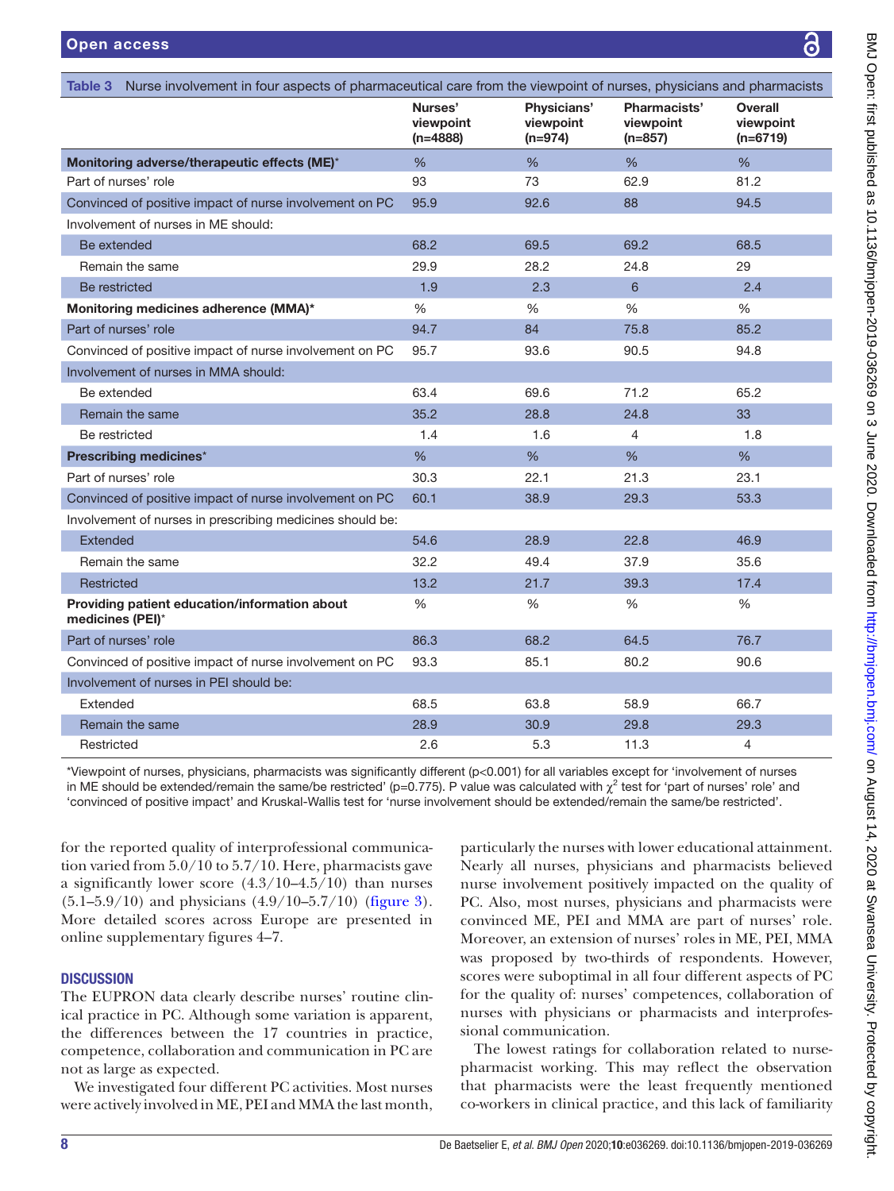**Table 3** Nurse involvement in four aspects of pharmaceutical care from the viewpoint of nurses, physicians and pharmacists

| | Nurses' viewpoint (n=4888) | Physicians' viewpoint (n=974) | Pharmacists' viewpoint (n=857) | Overall viewpoint (n=6719) |
|---|---|---|---|---|
| **Monitoring adverse/therapeutic effects (ME)*** | % | % | % | % |
| Part of nurses' role | 93 | 73 | 62.9 | 81.2 |
| Convinced of positive impact of nurse involvement on PC | 95.9 | 92.6 | 88 | 94.5 |
| Involvement of nurses in ME should: | | | | |
| Be extended | 68.2 | 69.5 | 69.2 | 68.5 |
| Remain the same | 29.9 | 28.2 | 24.8 | 29 |
| Be restricted | 1.9 | 2.3 | 6 | 2.4 |
| **Monitoring medicines adherence (MMA)*** | % | % | % | % |
| Part of nurses' role | 94.7 | 84 | 75.8 | 85.2 |
| Convinced of positive impact of nurse involvement on PC | 95.7 | 93.6 | 90.5 | 94.8 |
| Involvement of nurses in MMA should: | | | | |
| Be extended | 63.4 | 69.6 | 71.2 | 65.2 |
| Remain the same | 35.2 | 28.8 | 24.8 | 33 |
| Be restricted | 1.4 | 1.6 | 4 | 1.8 |
| **Prescribing medicines*** | % | % | % | % |
| Part of nurses' role | 30.3 | 22.1 | 21.3 | 23.1 |
| Convinced of positive impact of nurse involvement on PC | 60.1 | 38.9 | 29.3 | 53.3 |
| Involvement of nurses in prescribing medicines should be: | | | | |
| Extended | 54.6 | 28.9 | 22.8 | 46.9 |
| Remain the same | 32.2 | 49.4 | 37.9 | 35.6 |
| Restricted | 13.2 | 21.7 | 39.3 | 17.4 |
| **Providing patient education/information about medicines (PEI)*** | % | % | % | % |
| Part of nurses' role | 86.3 | 68.2 | 64.5 | 76.7 |
| Convinced of positive impact of nurse involvement on PC | 93.3 | 85.1 | 80.2 | 90.6 |
| Involvement of nurses in PEI should be: | | | | |
| Extended | 68.5 | 63.8 | 58.9 | 66.7 |
| Remain the same | 28.9 | 30.9 | 29.8 | 29.3 |
| Restricted | 2.6 | 5.3 | 11.3 | 4 |

*Viewpoint of nurses, physicians, pharmacists was significantly different ($p<0.001$) for all variables except for 'involvement of nurses in ME should be extended/remain the same/be restricted' ($p=0.775$). P value was calculated with $\chi^2$ test for 'part of nurses' role' and 'convinced of positive impact' and Kruskal-Wallis test for 'nurse involvement should be extended/remain the same/be restricted'.

for the reported quality of interprofessional communication varied from 5.0/10 to 5.7/10. Here, pharmacists gave a significantly lower score (4.3/10–4.5/10) than nurses (5.1–5.9/10) and physicians (4.9/10–5.7/10) (figure 3). More detailed scores across Europe are presented in online supplementary figures 4–7.

## DISCUSSION

The EUPRON data clearly describe nurses' routine clinical practice in PC. Although some variation is apparent, the differences between the 17 countries in practice, competence, collaboration and communication in PC are not as large as expected.

We investigated four different PC activities. Most nurses were actively involved in ME, PEI and MMA the last month, particularly the nurses with lower educational attainment. Nearly all nurses, physicians and pharmacists believed nurse involvement positively impacted on the quality of PC. Also, most nurses, physicians and pharmacists were convinced ME, PEI and MMA are part of nurses' role. Moreover, an extension of nurses' roles in ME, PEI, MMA was proposed by two-thirds of respondents. However, scores were suboptimal in all four different aspects of PC for the quality of: nurses' competences, collaboration of nurses with physicians or pharmacists and interprofessional communication.

The lowest ratings for collaboration related to nurse-pharmacist working. This may reflect the observation that pharmacists were the least frequently mentioned co-workers in clinical practice, and this lack of familiarity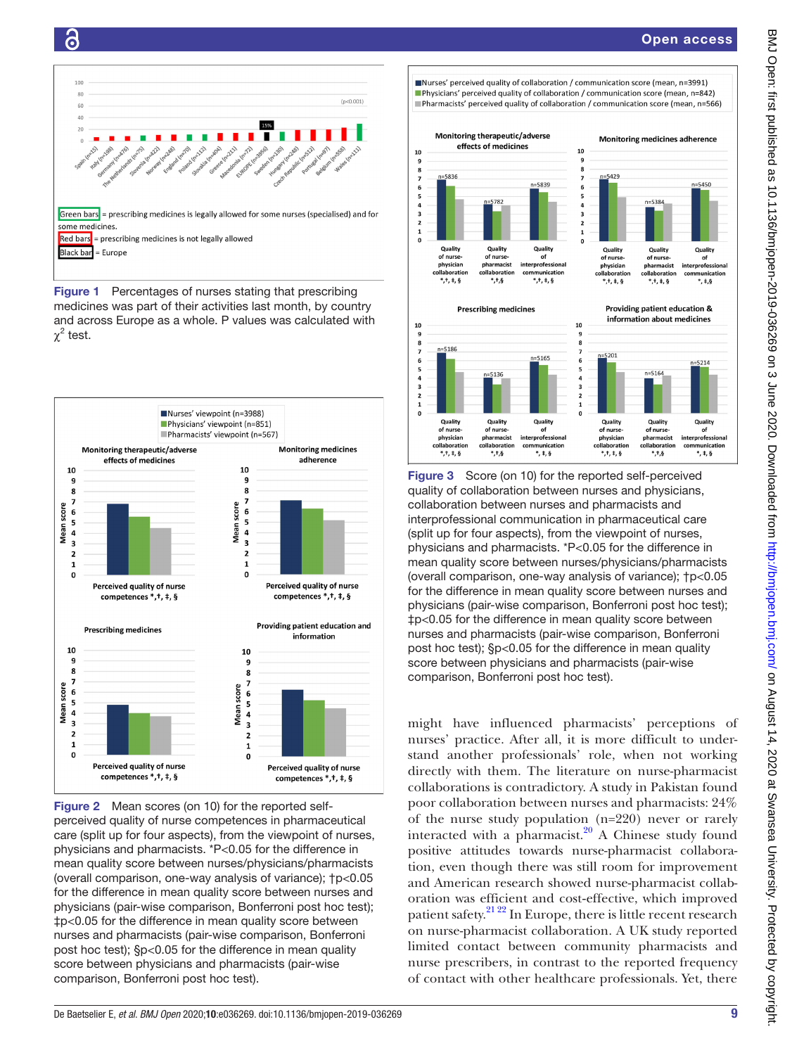Green bars = prescribing medicines is legally allowed for some nurses (specialised) and for some medicines.

Red bars = prescribing medicines is not legally allowed

Black bar = Europe

**Figure 1** Percentages of nurses stating that prescribing medicines was part of their activities last month, by country and across Europe as a whole. P values was calculated with $\chi^2$ test.

**Figure 2** Mean scores (on 10) for the reported self-perceived quality of nurse competences in pharmaceutical care (split up for four aspects), from the viewpoint of nurses, physicians and pharmacists. *P<0.05 for the difference in mean quality score between nurses/physicians/pharmacists (overall comparison, one-way analysis of variance); †p<0.05 for the difference in mean quality score between nurses and physicians (pair-wise comparison, Bonferroni post hoc test); ‡p<0.05 for the difference in mean quality score between nurses and pharmacists (pair-wise comparison, Bonferroni post hoc test); §p<0.05 for the difference in mean quality score between physicians and pharmacists (pair-wise comparison, Bonferroni post hoc test).

**Figure 3** Score (on 10) for the reported self-perceived quality of collaboration between nurses and physicians, collaboration between nurses and pharmacists and interprofessional communication in pharmaceutical care (split up for four aspects), from the viewpoint of nurses, physicians and pharmacists. *P<0.05 for the difference in mean quality score between nurses/physicians/pharmacists (overall comparison, one-way analysis of variance); †p<0.05 for the difference in mean quality score between nurses and physicians (pair-wise comparison, Bonferroni post hoc test); ‡p<0.05 for the difference in mean quality score between nurses and pharmacists (pair-wise comparison, Bonferroni post hoc test); §p<0.05 for the difference in mean quality score between physicians and pharmacists (pair-wise comparison, Bonferroni post hoc test).

might have influenced pharmacists' perceptions of nurses' practice. After all, it is more difficult to understand another professionals' role, when not working directly with them. The literature on nurse-pharmacist collaborations is contradictory. A study in Pakistan found poor collaboration between nurses and pharmacists: 24% of the nurse study population (n=220) never or rarely interacted with a pharmacist.[20] A Chinese study found positive attitudes towards nurse-pharmacist collaboration, even though there was still room for improvement and American research showed nurse-pharmacist collaboration was efficient and cost-effective, which improved patient safety.[21 22] In Europe, there is little recent research on nurse-pharmacist collaboration. A UK study reported limited contact between community pharmacists and nurse prescribers, in contrast to the reported frequency of contact with other healthcare professionals. Yet, there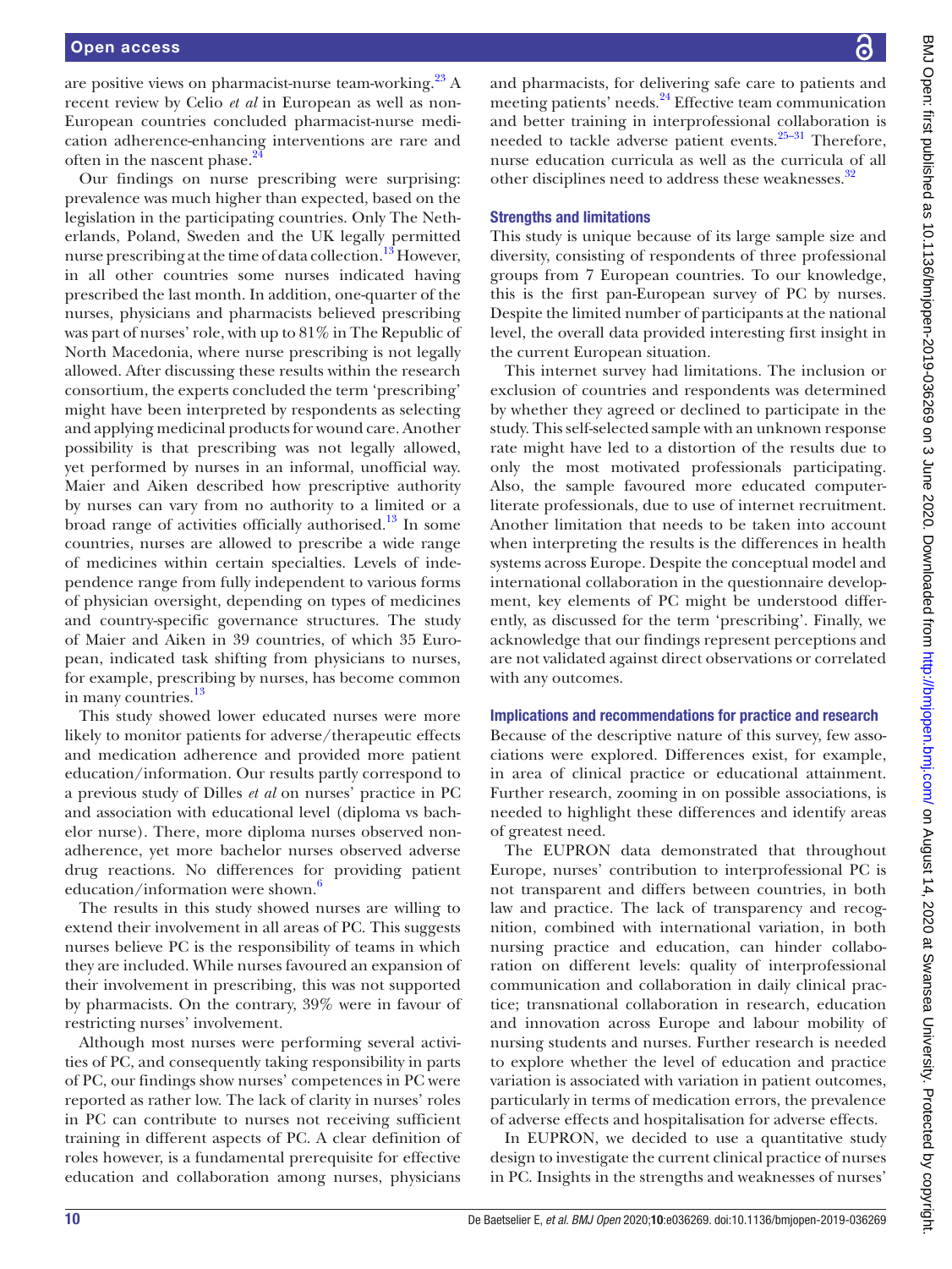are positive views on pharmacist-nurse team-working.[23] A recent review by Celio *et al* in European as well as non-European countries concluded pharmacist-nurse medication adherence-enhancing interventions are rare and often in the nascent phase.[24]

Our findings on nurse prescribing were surprising: prevalence was much higher than expected, based on the legislation in the participating countries. Only The Netherlands, Poland, Sweden and the UK legally permitted nurse prescribing at the time of data collection.[13] However, in all other countries some nurses indicated having prescribed the last month. In addition, one-quarter of the nurses, physicians and pharmacists believed prescribing was part of nurses' role, with up to 81% in The Republic of North Macedonia, where nurse prescribing is not legally allowed. After discussing these results within the research consortium, the experts concluded the term 'prescribing' might have been interpreted by respondents as selecting and applying medicinal products for wound care. Another possibility is that prescribing was not legally allowed, yet performed by nurses in an informal, unofficial way. Maier and Aiken described how prescriptive authority by nurses can vary from no authority to a limited or a broad range of activities officially authorised.[13] In some countries, nurses are allowed to prescribe a wide range of medicines within certain specialties. Levels of independence range from fully independent to various forms of physician oversight, depending on types of medicines and country-specific governance structures. The study of Maier and Aiken in 39 countries, of which 35 European, indicated task shifting from physicians to nurses, for example, prescribing by nurses, has become common in many countries.[13]

This study showed lower educated nurses were more likely to monitor patients for adverse/therapeutic effects and medication adherence and provided more patient education/information. Our results partly correspond to a previous study of Dilles *et al* on nurses' practice in PC and association with educational level (diploma vs bachelor nurse). There, more diploma nurses observed non-adherence, yet more bachelor nurses observed adverse drug reactions. No differences for providing patient education/information were shown.[6]

The results in this study showed nurses are willing to extend their involvement in all areas of PC. This suggests nurses believe PC is the responsibility of teams in which they are included. While nurses favoured an expansion of their involvement in prescribing, this was not supported by pharmacists. On the contrary, 39% were in favour of restricting nurses' involvement.

Although most nurses were performing several activities of PC, and consequently taking responsibility in parts of PC, our findings show nurses' competences in PC were reported as rather low. The lack of clarity in nurses' roles in PC can contribute to nurses not receiving sufficient training in different aspects of PC. A clear definition of roles however, is a fundamental prerequisite for effective education and collaboration among nurses, physicians and pharmacists, for delivering safe care to patients and meeting patients' needs.[24] Effective team communication and better training in interprofessional collaboration is needed to tackle adverse patient events.[25–31] Therefore, nurse education curricula as well as the curricula of all other disciplines need to address these weaknesses.[32]

## Strengths and limitations

This study is unique because of its large sample size and diversity, consisting of respondents of three professional groups from 7 European countries. To our knowledge, this is the first pan-European survey of PC by nurses. Despite the limited number of participants at the national level, the overall data provided interesting first insight in the current European situation.

This internet survey had limitations. The inclusion or exclusion of countries and respondents was determined by whether they agreed or declined to participate in the study. This self-selected sample with an unknown response rate might have led to a distortion of the results due to only the most motivated professionals participating. Also, the sample favoured more educated computer-literate professionals, due to use of internet recruitment. Another limitation that needs to be taken into account when interpreting the results is the differences in health systems across Europe. Despite the conceptual model and international collaboration in the questionnaire development, key elements of PC might be understood differently, as discussed for the term 'prescribing'. Finally, we acknowledge that our findings represent perceptions and are not validated against direct observations or correlated with any outcomes.

## Implications and recommendations for practice and research

Because of the descriptive nature of this survey, few associations were explored. Differences exist, for example, in area of clinical practice or educational attainment. Further research, zooming in on possible associations, is needed to highlight these differences and identify areas of greatest need.

The EUPRON data demonstrated that throughout Europe, nurses' contribution to interprofessional PC is not transparent and differs between countries, in both law and practice. The lack of transparency and recognition, combined with international variation, in both nursing practice and education, can hinder collaboration on different levels: quality of interprofessional communication and collaboration in daily clinical practice; transnational collaboration in research, education and innovation across Europe and labour mobility of nursing students and nurses. Further research is needed to explore whether the level of education and practice variation is associated with variation in patient outcomes, particularly in terms of medication errors, the prevalence of adverse effects and hospitalisation for adverse effects.

In EUPRON, we decided to use a quantitative study design to investigate the current clinical practice of nurses in PC. Insights in the strengths and weaknesses of nurses'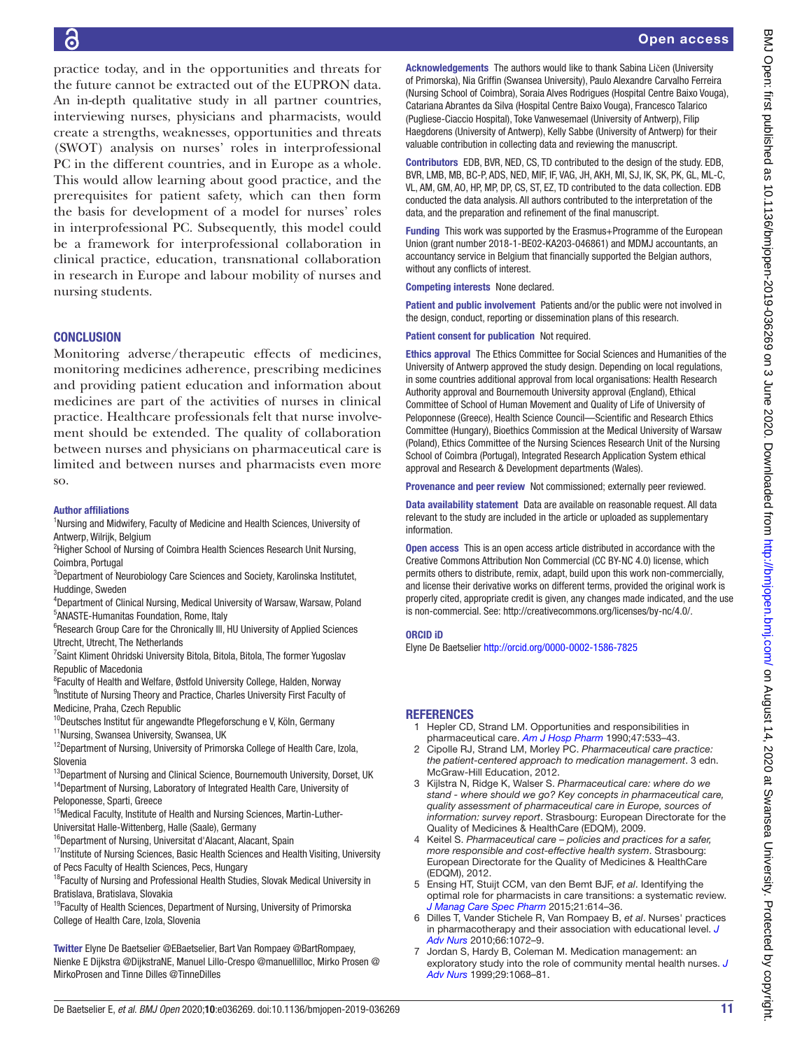practice today, and in the opportunities and threats for the future cannot be extracted out of the EUPRON data. An in-depth qualitative study in all partner countries, interviewing nurses, physicians and pharmacists, would create a strengths, weaknesses, opportunities and threats (SWOT) analysis on nurses' roles in interprofessional PC in the different countries, and in Europe as a whole. This would allow learning about good practice, and the prerequisites for patient safety, which can then form the basis for development of a model for nurses' roles in interprofessional PC. Subsequently, this model could be a framework for interprofessional collaboration in clinical practice, education, transnational collaboration in research in Europe and labour mobility of nurses and nursing students.

## CONCLUSION

Monitoring adverse/therapeutic effects of medicines, monitoring medicines adherence, prescribing medicines and providing patient education and information about medicines are part of the activities of nurses in clinical practice. Healthcare professionals felt that nurse involvement should be extended. The quality of collaboration between nurses and physicians on pharmaceutical care is limited and between nurses and pharmacists even more so.

### Author affiliations

[1]Nursing and Midwifery, Faculty of Medicine and Health Sciences, University of Antwerp, Wilrijk, Belgium
[2]Higher School of Nursing of Coimbra Health Sciences Research Unit Nursing, Coimbra, Portugal
[3]Department of Neurobiology Care Sciences and Society, Karolinska Institutet, Huddinge, Sweden
[4]Department of Clinical Nursing, Medical University of Warsaw, Warsaw, Poland
[5]ANASTE-Humanitas Foundation, Rome, Italy
[6]Research Group Care for the Chronically Ill, HU University of Applied Sciences Utrecht, Utrecht, The Netherlands
[7]Saint Kliment Ohridski University Bitola, Bitola, Bitola, The former Yugoslav Republic of Macedonia
[8]Faculty of Health and Welfare, Østfold University College, Halden, Norway
[9]Institute of Nursing Theory and Practice, Charles University First Faculty of Medicine, Praha, Czech Republic
[10]Deutsches Institut für angewandte Pflegeforschung e V, Köln, Germany
[11]Nursing, Swansea University, Swansea, UK
[12]Department of Nursing, University of Primorska College of Health Care, Izola, Slovenia
[13]Department of Nursing and Clinical Science, Bournemouth University, Dorset, UK
[14]Department of Nursing, Laboratory of Integrated Health Care, University of Peloponesse, Sparti, Greece
[15]Medical Faculty, Institute of Health and Nursing Sciences, Martin-Luther-Universitat Halle-Wittenberg, Halle (Saale), Germany
[16]Department of Nursing, Universitat d'Alacant, Alacant, Spain
[17]Institute of Nursing Sciences, Basic Health Sciences and Health Visiting, University of Pecs Faculty of Health Sciences, Pecs, Hungary
[18]Faculty of Nursing and Professional Health Studies, Slovak Medical University in Bratislava, Bratislava, Slovakia
[19]Faculty of Health Sciences, Department of Nursing, University of Primorska College of Health Care, Izola, Slovenia

**Twitter** Elyne De Baetselier @EBaetselier, Bart Van Rompaey @BartRompaey, Nienke E Dijkstra @DijkstraNE, Manuel Lillo-Crespo @manuellilloc, Mirko Prosen @MirkoProsen and Tinne Dilles @TinneDilles

**Acknowledgements** The authors would like to thank Sabina Ličen (University of Primorska), Nia Griffin (Swansea University), Paulo Alexandre Carvalho Ferreira (Nursing School of Coimbra), Soraia Alves Rodrigues (Hospital Centre Baixo Vouga), Catariana Abrantes da Silva (Hospital Centre Baixo Vouga), Francesco Talarico (Pugliese-Ciaccio Hospital), Toke Vanwesemael (University of Antwerp), Filip Haegdorens (University of Antwerp), Kelly Sabbe (University of Antwerp) for their valuable contribution in collecting data and reviewing the manuscript.

**Contributors** EDB, BVR, NED, CS, TD contributed to the design of the study. EDB, BVR, LMB, MB, BC-P, ADS, NED, MIF, IF, VAG, JH, AKH, MI, SJ, IK, SK, PK, GL, ML-C, VL, AM, GM, AO, HP, MP, DP, CS, ST, EZ, TD contributed to the data collection. EDB conducted the data analysis. All authors contributed to the interpretation of the data, and the preparation and refinement of the final manuscript.

**Funding** This work was supported by the Erasmus+Programme of the European Union (grant number 2018-1-BE02-KA203-046861) and MDMJ accountants, an accountancy service in Belgium that financially supported the Belgian authors, without any conflicts of interest.

**Competing interests** None declared.

**Patient and public involvement** Patients and/or the public were not involved in the design, conduct, reporting or dissemination plans of this research.

**Patient consent for publication** Not required.

**Ethics approval** The Ethics Committee for Social Sciences and Humanities of the University of Antwerp approved the study design. Depending on local regulations, in some countries additional approval from local organisations: Health Research Authority approval and Bournemouth University approval (England), Ethical Committee of School of Human Movement and Quality of Life of University of Peloponnese (Greece), Health Science Council—Scientific and Research Ethics Committee (Hungary), Bioethics Commission at the Medical University of Warsaw (Poland), Ethics Committee of the Nursing Sciences Research Unit of the Nursing School of Coimbra (Portugal), Integrated Research Application System ethical approval and Research & Development departments (Wales).

**Provenance and peer review** Not commissioned; externally peer reviewed.

**Data availability statement** Data are available on reasonable request. All data relevant to the study are included in the article or uploaded as supplementary information.

**Open access** This is an open access article distributed in accordance with the Creative Commons Attribution Non Commercial (CC BY-NC 4.0) license, which permits others to distribute, remix, adapt, build upon this work non-commercially, and license their derivative works on different terms, provided the original work is properly cited, appropriate credit is given, any changes made indicated, and the use is non-commercial. See: http://creativecommons.org/licenses/by-nc/4.0/.

### ORCID iD

Elyne De Baetselier http://orcid.org/0000-0002-1586-7825

## REFERENCES

1. Hepler CD, Strand LM. Opportunities and responsibilities in pharmaceutical care. *Am J Hosp Pharm* 1990;47:533–43.
2. Cipolle RJ, Strand LM, Morley PC. *Pharmaceutical care practice: the patient-centered approach to medication management*. 3 edn. McGraw-Hill Education, 2012.
3. Kijlstra N, Ridge K, Walser S. *Pharmaceutical care: where do we stand - where should we go? Key concepts in pharmaceutical care, quality assessment of pharmaceutical care in Europe, sources of information: survey report*. Strasbourg: European Directorate for the Quality of Medicines & HealthCare (EDQM), 2009.
4. Keitel S. *Pharmaceutical care – policies and practices for a safer, more responsible and cost-effective health system*. Strasbourg: European Directorate for the Quality of Medicines & HealthCare (EDQM), 2012.
5. Ensing HT, Stuijt CCM, van den Bemt BJF, *et al*. Identifying the optimal role for pharmacists in care transitions: a systematic review. *J Manag Care Spec Pharm* 2015;21:614–36.
6. Dilles T, Vander Stichele R, Van Rompaey B, *et al*. Nurses' practices in pharmacotherapy and their association with educational level. *J Adv Nurs* 2010;66:1072–9.
7. Jordan S, Hardy B, Coleman M. Medication management: an exploratory study into the role of community mental health nurses. *J Adv Nurs* 1999;29:1068–81.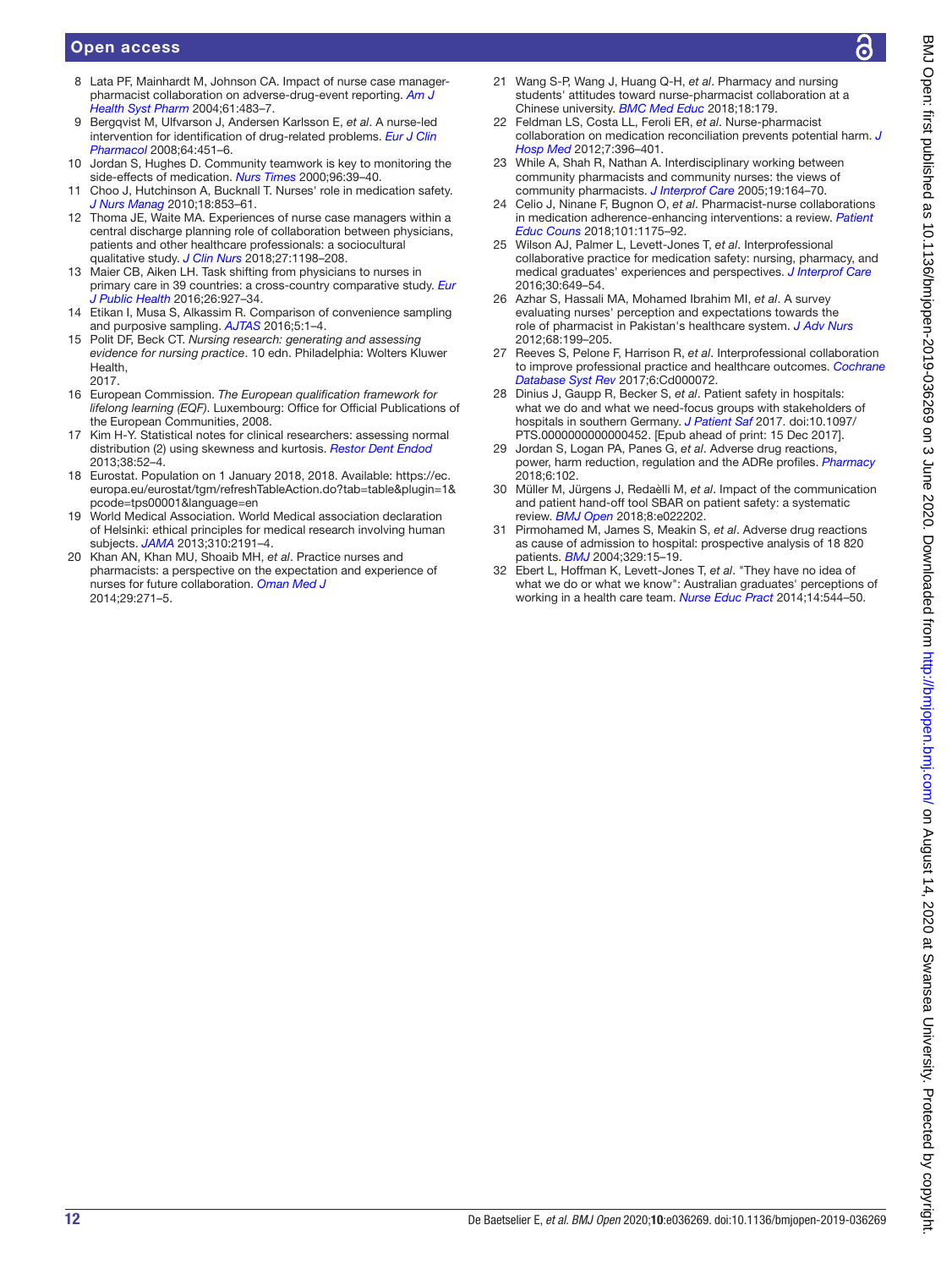8. Lata PF, Mainhardt M, Johnson CA. Impact of nurse case manager-pharmacist collaboration on adverse-drug-event reporting. *Am J Health Syst Pharm* 2004;61:483–7.
9. Bergqvist M, Ulfvarson J, Andersen Karlsson E, *et al*. A nurse-led intervention for identification of drug-related problems. *Eur J Clin Pharmacol* 2008;64:451–6.
10. Jordan S, Hughes D. Community teamwork is key to monitoring the side-effects of medication. *Nurs Times* 2000;96:39–40.
11. Choo J, Hutchinson A, Bucknall T. Nurses' role in medication safety. *J Nurs Manag* 2010;18:853–61.
12. Thoma JE, Waite MA. Experiences of nurse case managers within a central discharge planning role of collaboration between physicians, patients and other healthcare professionals: a sociocultural qualitative study. *J Clin Nurs* 2018;27:1198–208.
13. Maier CB, Aiken LH. Task shifting from physicians to nurses in primary care in 39 countries: a cross-country comparative study. *Eur J Public Health* 2016;26:927–34.
14. Etikan I, Musa S, Alkassim R. Comparison of convenience sampling and purposive sampling. *AJTAS* 2016;5:1–4.
15. Polit DF, Beck CT. *Nursing research: generating and assessing evidence for nursing practice*. 10 edn. Philadelphia: Wolters Kluwer Health, 2017.
16. European Commission. *The European qualification framework for lifelong learning (EQF)*. Luxembourg: Office for Official Publications of the European Communities, 2008.
17. Kim H-Y. Statistical notes for clinical researchers: assessing normal distribution (2) using skewness and kurtosis. *Restor Dent Endod* 2013;38:52–4.
18. Eurostat. Population on 1 January 2018, 2018. Available: https://ec.europa.eu/eurostat/tgm/refreshTableAction.do?tab=table&plugin=1&pcode=tps00001&language=en
19. World Medical Association. World Medical association declaration of Helsinki: ethical principles for medical research involving human subjects. *JAMA* 2013;310:2191–4.
20. Khan AN, Khan MU, Shoaib MH, *et al*. Practice nurses and pharmacists: a perspective on the expectation and experience of nurses for future collaboration. *Oman Med J* 2014;29:271–5.
21. Wang S-P, Wang J, Huang Q-H, *et al*. Pharmacy and nursing students' attitudes toward nurse-pharmacist collaboration at a Chinese university. *BMC Med Educ* 2018;18:179.
22. Feldman LS, Costa LL, Feroli ER, *et al*. Nurse-pharmacist collaboration on medication reconciliation prevents potential harm. *J Hosp Med* 2012;7:396–401.
23. While A, Shah R, Nathan A. Interdisciplinary working between community pharmacists and community nurses: the views of community pharmacists. *J Interprof Care* 2005;19:164–70.
24. Celio J, Ninane F, Bugnon O, *et al*. Pharmacist-nurse collaborations in medication adherence-enhancing interventions: a review. *Patient Educ Couns* 2018;101:1175–92.
25. Wilson AJ, Palmer L, Levett-Jones T, *et al*. Interprofessional collaborative practice for medication safety: nursing, pharmacy, and medical graduates' experiences and perspectives. *J Interprof Care* 2016;30:649–54.
26. Azhar S, Hassali MA, Mohamed Ibrahim MI, *et al*. A survey evaluating nurses' perception and expectations towards the role of pharmacist in Pakistan's healthcare system. *J Adv Nurs* 2012;68:199–205.
27. Reeves S, Pelone F, Harrison R, *et al*. Interprofessional collaboration to improve professional practice and healthcare outcomes. *Cochrane Database Syst Rev* 2017;6:Cd000072.
28. Dinius J, Gaupp R, Becker S, *et al*. Patient safety in hospitals: what we do and what we need-focus groups with stakeholders of hospitals in southern Germany. *J Patient Saf* 2017. doi:10.1097/PTS.0000000000000452. [Epub ahead of print: 15 Dec 2017].
29. Jordan S, Logan PA, Panes G, *et al*. Adverse drug reactions, power, harm reduction, regulation and the ADRe profiles. *Pharmacy* 2018;6:102.
30. Müller M, Jürgens J, Redaèlli M, *et al*. Impact of the communication and patient hand-off tool SBAR on patient safety: a systematic review. *BMJ Open* 2018;8:e022202.
31. Pirmohamed M, James S, Meakin S, *et al*. Adverse drug reactions as cause of admission to hospital: prospective analysis of 18 820 patients. *BMJ* 2004;329:15–19.
32. Ebert L, Hoffman K, Levett-Jones T, *et al*. "They have no idea of what we do or what we know": Australian graduates' perceptions of working in a health care team. *Nurse Educ Pract* 2014;14:544–50.